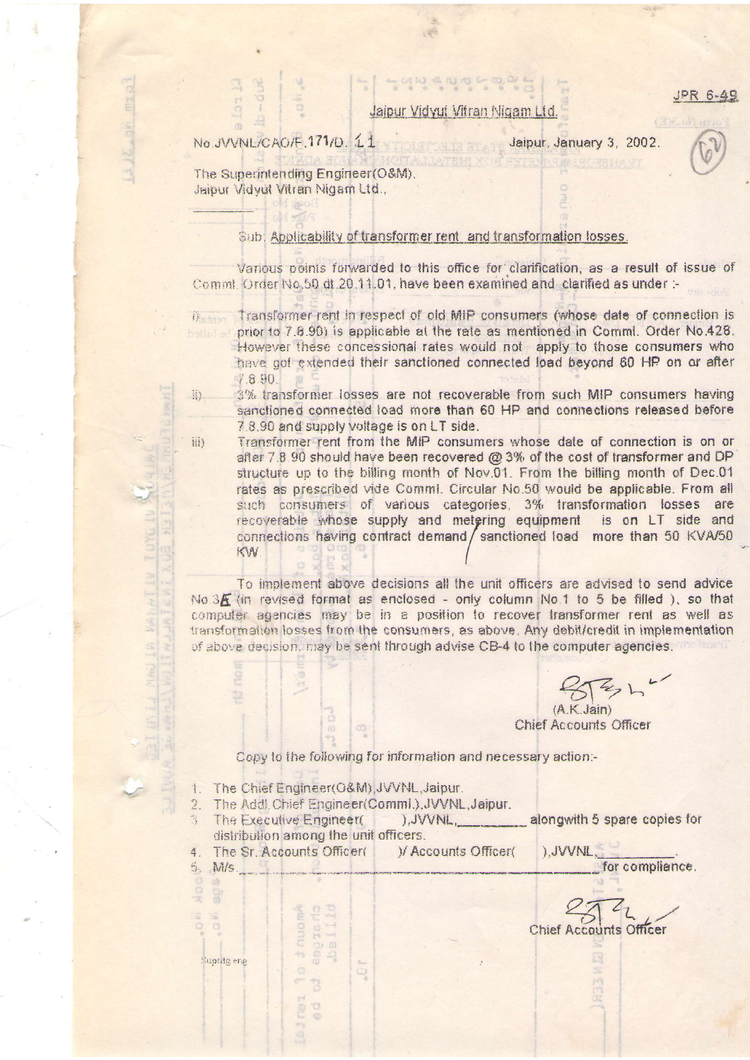JPR 6-49

Jaipur Vidyut Vitran Nigam Ltd.

No.JVVNL/CAO/F.171/D. 11 Jaipur, January 3, 2002.

The Superintending Engineer(O&M),
Jaipur Vidyut Vitran Nigam Ltd.,

Sub: Applicability of transformer rent and transformation losses.

Various points forwarded to this office for clarification, as a result of issue of Comml. Order No.50 dt.20.11.01, have been examined and clarified as under :-

i) Transformer rent in respect of old MIP consumers (whose date of connection is prior to 7.8.90) is applicable at the rate as mentioned in Comml. Order No.428. However these concessional rates would not apply to those consumers who have got extended their sanctioned connected load beyond 60 HP on or after 7.8.90.

ii) 3% transformer losses are not recoverable from such MIP consumers having sanctioned connected load more than 60 HP and connections released before 7.8.90 and supply voltage is on LT side.

iii) Transformer rent from the MIP consumers whose date of connection is on or after 7.8.90 should have been recovered @ 3% of the cost of transformer and DP structure up to the billing month of Nov.01. From the billing month of Dec.01 rates as prescribed vide Comml. Circular No.50 would be applicable. From all such consumers of various categories, 3% transformation losses are recoverable whose supply and metering equipment is on LT side and connections having contract demand / sanctioned load more than 50 KVA/50 KW.

To implement above decisions all the unit officers are advised to send advice No.3E (in revised format as enclosed - only column No.1 to 5 be filled ), so that computer agencies may be in a position to recover transformer rent as well as transformation losses from the consumers, as above. Any debit/credit in implementation of above decision, may be sent through advise CB-4 to the computer agencies.

(A.K.Jain)
Chief Accounts Officer

Copy to the following for information and necessary action:-

1. The Chief Engineer(O&M),JVVNL,Jaipur.
2. The Addl.Chief Engineer(Comml.),JVVNL,Jaipur.
3. The Executive Engineer( ),JVVNL,\_\_\_\_\_\_\_\_ alongwith 5 spare copies for distribution among the unit officers.
4. The Sr. Accounts Officer( )/ Accounts Officer( ),JVVNL,\_\_\_\_\_\_\_\_.
5. M/s.\_\_\_\_\_\_\_\_\_\_\_\_\_\_\_\_\_\_\_\_\_\_\_\_\_\_\_\_ for compliance.

Chief Accounts Officer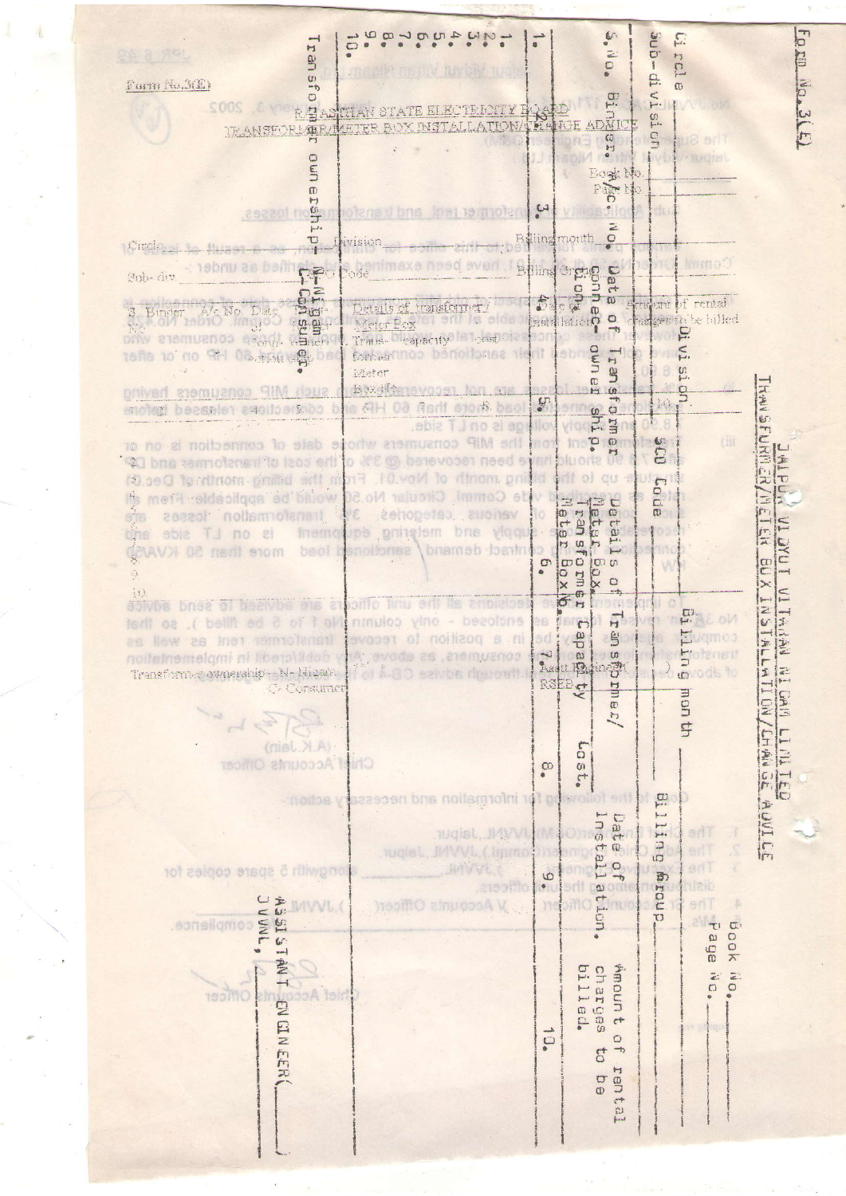Form No.3(E)

# JAIPUR VIDYUT VITRAN NIGAM LIMITED

## TRANSFORMER/METER BOX INSTALLATION/CHANGE ADVICE

Book No. \_\_\_\_\_\_\_\_\_\_

Page No. \_\_\_\_\_\_\_\_\_\_

Circle \_\_\_\_\_\_\_\_\_\_ Division \_\_\_\_\_\_\_\_\_\_ Billing month \_\_\_\_\_\_\_\_\_\_

Sub-division \_\_\_\_\_\_\_\_\_\_ SCO Code \_\_\_\_\_\_\_\_\_\_ Billing Group \_\_\_\_\_\_\_\_\_\_

| S.No. | Binder | A/c. No. | Date of connection | Transformer ownership | Details of Transformer/ Meter Box Transformer Capacity Meter Box No. | Cost | Date of installation | Amount of rental charges to be billed |
|---|---|---|---|---|---|---|---|---|
| 1. | 2. | 3. | 4. | 5. | 6. | 7. | 8. | 9. | 10. |
| 1. | | | | | | | | |
| 2. | | | | | | | | |
| 3. | | | | | | | | |
| 4. | | | | | | | | |
| 5. | | | | | | | | |
| 6. | | | | | | | | |
| 7. | | | | | | | | |
| 8. | | | | | | | | |
| 9. | | | | | | | | |
| 10. | | | | | | | | |

Transformer ownership N-Nigam C-Consumer.

ASSISTANT ENGINEER(\_\_\_\_\_\_\_)

JVVNL, \_\_\_\_\_\_\_\_\_\_